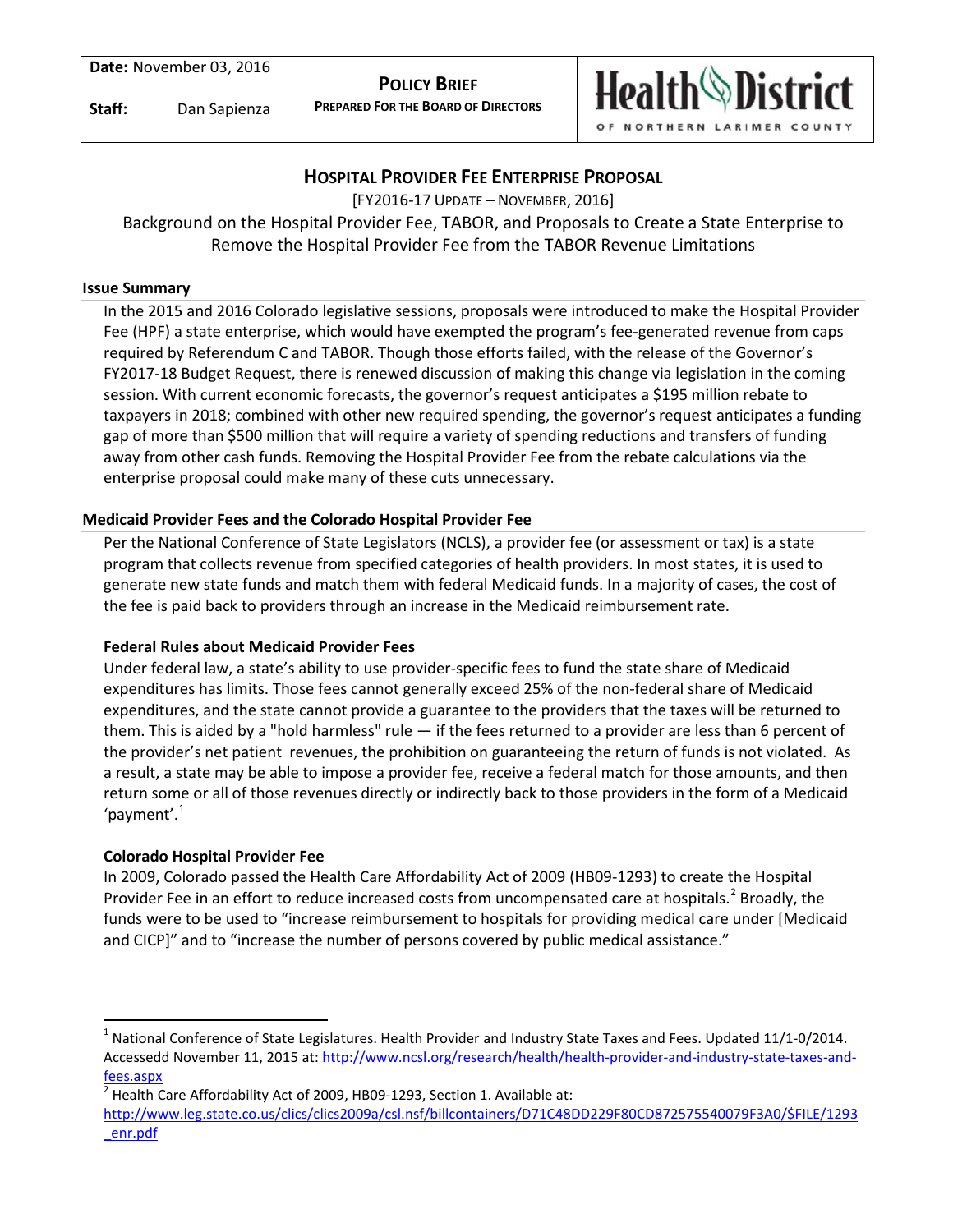| **Date:** November 03, 2016 | **POLICY BRIEF** | Health District |
| --- | --- | --- |
| **Staff:** Dan Sapienza | **PREPARED FOR THE BOARD OF DIRECTORS** | OF NORTHERN LARIMER COUNTY |

# HOSPITAL PROVIDER FEE ENTERPRISE PROPOSAL

[FY2016-17 UPDATE – NOVEMBER, 2016]

Background on the Hospital Provider Fee, TABOR, and Proposals to Create a State Enterprise to Remove the Hospital Provider Fee from the TABOR Revenue Limitations

## Issue Summary

In the 2015 and 2016 Colorado legislative sessions, proposals were introduced to make the Hospital Provider Fee (HPF) a state enterprise, which would have exempted the program's fee-generated revenue from caps required by Referendum C and TABOR. Though those efforts failed, with the release of the Governor's FY2017-18 Budget Request, there is renewed discussion of making this change via legislation in the coming session. With current economic forecasts, the governor's request anticipates a $195 million rebate to taxpayers in 2018; combined with other new required spending, the governor's request anticipates a funding gap of more than $500 million that will require a variety of spending reductions and transfers of funding away from other cash funds. Removing the Hospital Provider Fee from the rebate calculations via the enterprise proposal could make many of these cuts unnecessary.

## Medicaid Provider Fees and the Colorado Hospital Provider Fee

Per the National Conference of State Legislators (NCLS), a provider fee (or assessment or tax) is a state program that collects revenue from specified categories of health providers. In most states, it is used to generate new state funds and match them with federal Medicaid funds. In a majority of cases, the cost of the fee is paid back to providers through an increase in the Medicaid reimbursement rate.

### Federal Rules about Medicaid Provider Fees

Under federal law, a state's ability to use provider-specific fees to fund the state share of Medicaid expenditures has limits. Those fees cannot generally exceed 25% of the non-federal share of Medicaid expenditures, and the state cannot provide a guarantee to the providers that the taxes will be returned to them. This is aided by a "hold harmless" rule — if the fees returned to a provider are less than 6 percent of the provider's net patient revenues, the prohibition on guaranteeing the return of funds is not violated. As a result, a state may be able to impose a provider fee, receive a federal match for those amounts, and then return some or all of those revenues directly or indirectly back to those providers in the form of a Medicaid 'payment'.[1]

### Colorado Hospital Provider Fee

In 2009, Colorado passed the Health Care Affordability Act of 2009 (HB09-1293) to create the Hospital Provider Fee in an effort to reduce increased costs from uncompensated care at hospitals.[2] Broadly, the funds were to be used to "increase reimbursement to hospitals for providing medical care under [Medicaid and CICP]" and to "increase the number of persons covered by public medical assistance."

---

[1] National Conference of State Legislatures. Health Provider and Industry State Taxes and Fees. Updated 11/1-0/2014. Accessedd November 11, 2015 at: http://www.ncsl.org/research/health/health-provider-and-industry-state-taxes-and-fees.aspx

[2] Health Care Affordability Act of 2009, HB09-1293, Section 1. Available at: http://www.leg.state.co.us/clics/clics2009a/csl.nsf/billcontainers/D71C48DD229F80CD872575540079F3A0/$FILE/1293_enr.pdf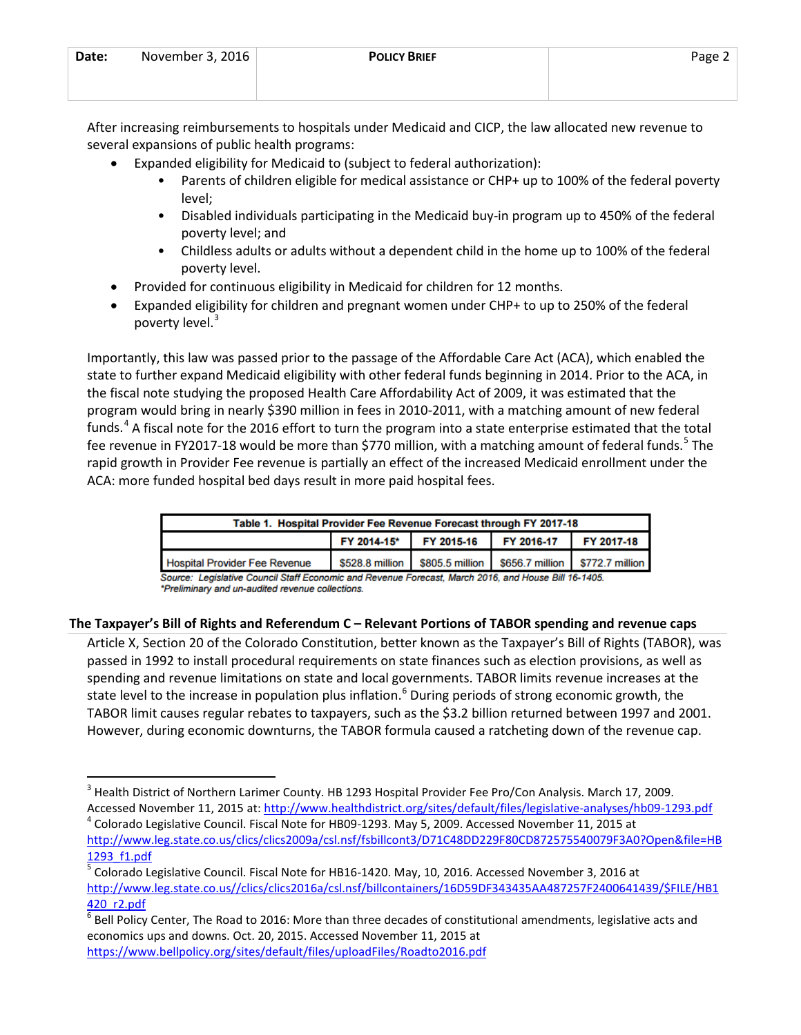After increasing reimbursements to hospitals under Medicaid and CICP, the law allocated new revenue to several expansions of public health programs:

- Expanded eligibility for Medicaid to (subject to federal authorization):
  - Parents of children eligible for medical assistance or CHP+ up to 100% of the federal poverty level;
  - Disabled individuals participating in the Medicaid buy-in program up to 450% of the federal poverty level; and
  - Childless adults or adults without a dependent child in the home up to 100% of the federal poverty level.
- Provided for continuous eligibility in Medicaid for children for 12 months.
- Expanded eligibility for children and pregnant women under CHP+ to up to 250% of the federal poverty level.[3]

Importantly, this law was passed prior to the passage of the Affordable Care Act (ACA), which enabled the state to further expand Medicaid eligibility with other federal funds beginning in 2014. Prior to the ACA, in the fiscal note studying the proposed Health Care Affordability Act of 2009, it was estimated that the program would bring in nearly $390 million in fees in 2010-2011, with a matching amount of new federal funds.[4] A fiscal note for the 2016 effort to turn the program into a state enterprise estimated that the total fee revenue in FY2017-18 would be more than $770 million, with a matching amount of federal funds.[5] The rapid growth in Provider Fee revenue is partially an effect of the increased Medicaid enrollment under the ACA: more funded hospital bed days result in more paid hospital fees.

**Table 1. Hospital Provider Fee Revenue Forecast through FY 2017-18**

| | FY 2014-15* | FY 2015-16 | FY 2016-17 | FY 2017-18 |
|---|---|---|---|---|
| Hospital Provider Fee Revenue | $528.8 million | $805.5 million | $656.7 million | $772.7 million |

*Source: Legislative Council Staff Economic and Revenue Forecast, March 2016, and House Bill 16-1405.*
*\*Preliminary and un-audited revenue collections.*

## The Taxpayer's Bill of Rights and Referendum C – Relevant Portions of TABOR spending and revenue caps

Article X, Section 20 of the Colorado Constitution, better known as the Taxpayer's Bill of Rights (TABOR), was passed in 1992 to install procedural requirements on state finances such as election provisions, as well as spending and revenue limitations on state and local governments. TABOR limits revenue increases at the state level to the increase in population plus inflation.[6] During periods of strong economic growth, the TABOR limit causes regular rebates to taxpayers, such as the $3.2 billion returned between 1997 and 2001. However, during economic downturns, the TABOR formula caused a ratcheting down of the revenue cap.

---

[3] Health District of Northern Larimer County. HB 1293 Hospital Provider Fee Pro/Con Analysis. March 17, 2009. Accessed November 11, 2015 at: http://www.healthdistrict.org/sites/default/files/legislative-analyses/hb09-1293.pdf

[4] Colorado Legislative Council. Fiscal Note for HB09-1293. May 5, 2009. Accessed November 11, 2015 at http://www.leg.state.co.us/clics/clics2009a/csl.nsf/fsbillcont3/D71C48DD229F80CD872575540079F3A0?Open&file=HB1293_f1.pdf

[5] Colorado Legislative Council. Fiscal Note for HB16-1420. May, 10, 2016. Accessed November 3, 2016 at http://www.leg.state.co.us//clics/clics2016a/csl.nsf/billcontainers/16D59DF343435AA487257F2400641439/$FILE/HB1420_r2.pdf

[6] Bell Policy Center, The Road to 2016: More than three decades of constitutional amendments, legislative acts and economics ups and downs. Oct. 20, 2015. Accessed November 11, 2015 at https://www.bellpolicy.org/sites/default/files/uploadFiles/Roadto2016.pdf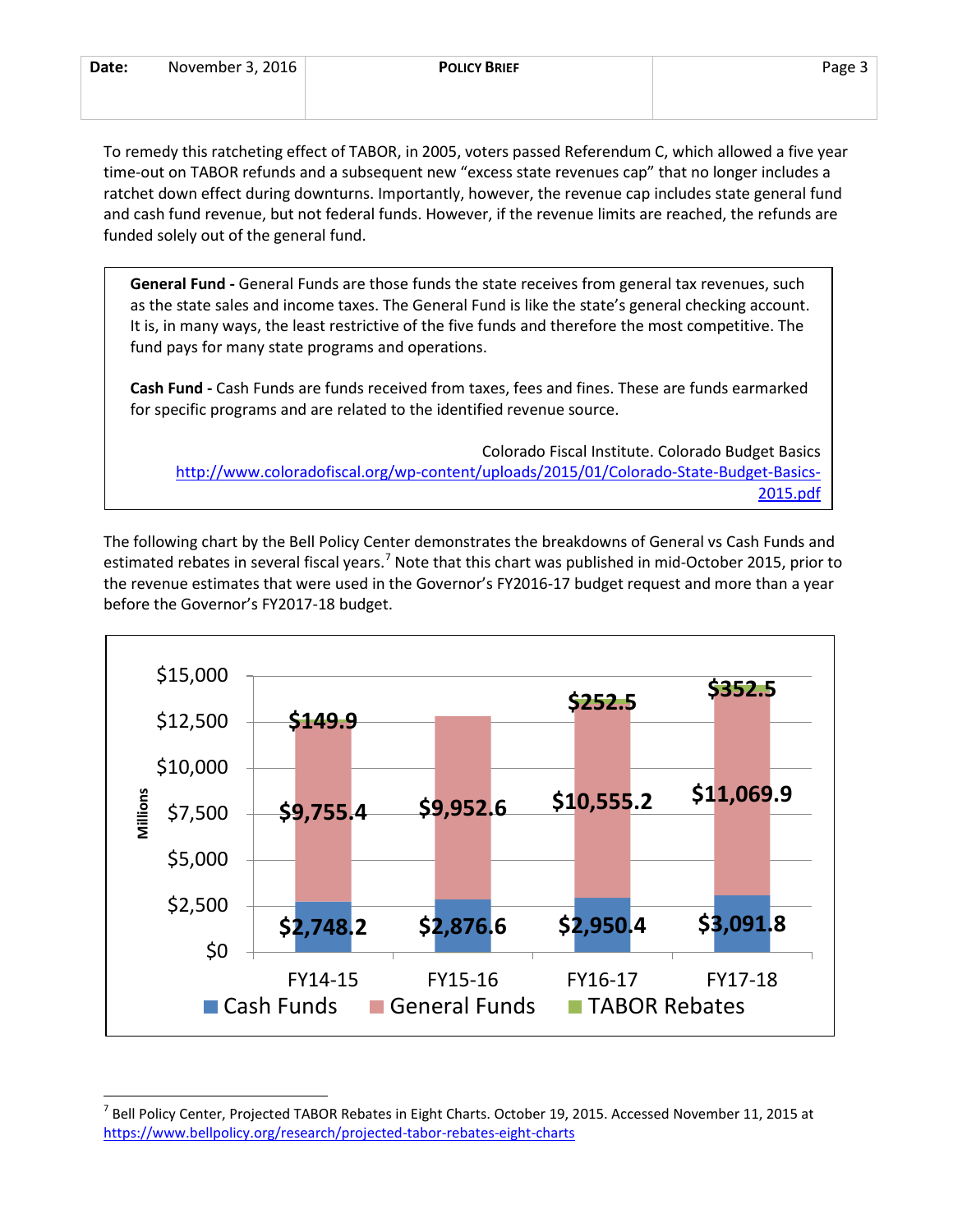To remedy this ratcheting effect of TABOR, in 2005, voters passed Referendum C, which allowed a five year time-out on TABOR refunds and a subsequent new "excess state revenues cap" that no longer includes a ratchet down effect during downturns. Importantly, however, the revenue cap includes state general fund and cash fund revenue, but not federal funds. However, if the revenue limits are reached, the refunds are funded solely out of the general fund.

> **General Fund -** General Funds are those funds the state receives from general tax revenues, such as the state sales and income taxes. The General Fund is like the state's general checking account. It is, in many ways, the least restrictive of the five funds and therefore the most competitive. The fund pays for many state programs and operations.
>
> **Cash Fund -** Cash Funds are funds received from taxes, fees and fines. These are funds earmarked for specific programs and are related to the identified revenue source.
>
> Colorado Fiscal Institute. Colorado Budget Basics http://www.coloradofiscal.org/wp-content/uploads/2015/01/Colorado-State-Budget-Basics-2015.pdf

The following chart by the Bell Policy Center demonstrates the breakdowns of General vs Cash Funds and estimated rebates in several fiscal years.[7] Note that this chart was published in mid-October 2015, prior to the revenue estimates that were used in the Governor's FY2016-17 budget request and more than a year before the Governor's FY2017-18 budget.

| Millions | FY14-15 | FY15-16 | FY16-17 | FY17-18 |
|---|---|---|---|---|
| Cash Funds | $2,748.2 | $2,876.6 | $2,950.4 | $3,091.8 |
| General Funds | $9,755.4 | $9,952.6 | $10,555.2 | $11,069.9 |
| TABOR Rebates | $149.9 | | $252.5 | $352.5 |

[7] Bell Policy Center, Projected TABOR Rebates in Eight Charts. October 19, 2015. Accessed November 11, 2015 at https://www.bellpolicy.org/research/projected-tabor-rebates-eight-charts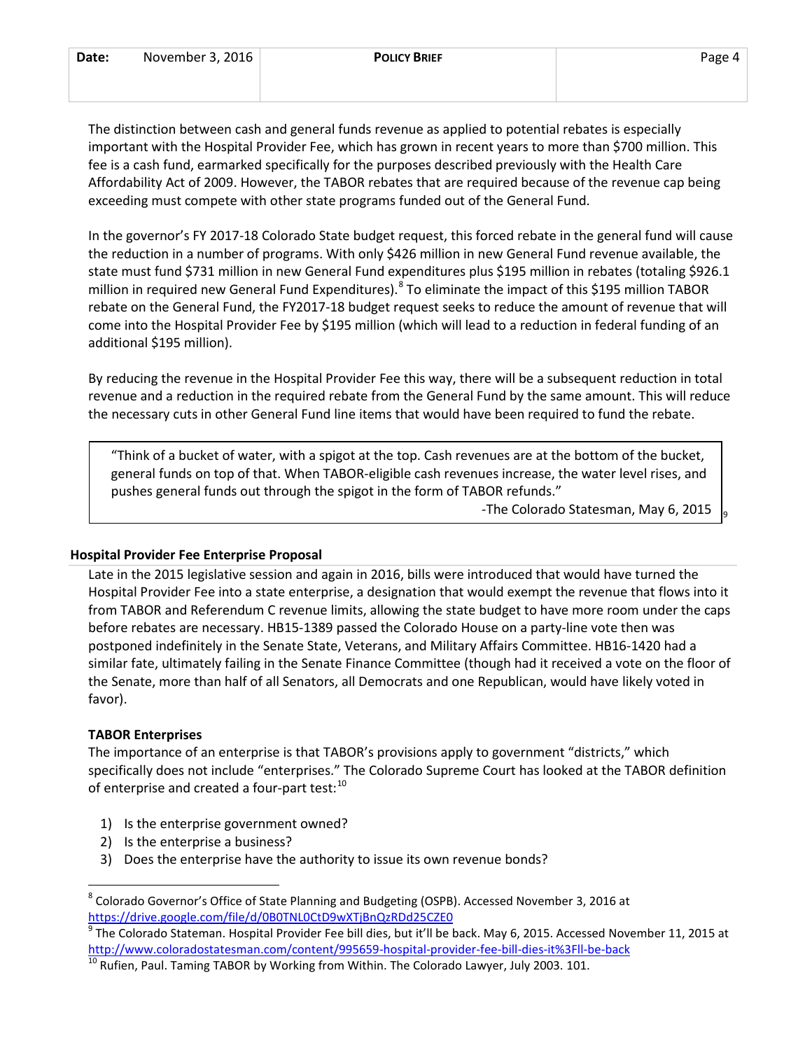The distinction between cash and general funds revenue as applied to potential rebates is especially important with the Hospital Provider Fee, which has grown in recent years to more than $700 million. This fee is a cash fund, earmarked specifically for the purposes described previously with the Health Care Affordability Act of 2009. However, the TABOR rebates that are required because of the revenue cap being exceeding must compete with other state programs funded out of the General Fund.

In the governor's FY 2017-18 Colorado State budget request, this forced rebate in the general fund will cause the reduction in a number of programs. With only $426 million in new General Fund revenue available, the state must fund $731 million in new General Fund expenditures plus $195 million in rebates (totaling $926.1 million in required new General Fund Expenditures).[8] To eliminate the impact of this $195 million TABOR rebate on the General Fund, the FY2017-18 budget request seeks to reduce the amount of revenue that will come into the Hospital Provider Fee by $195 million (which will lead to a reduction in federal funding of an additional $195 million).

By reducing the revenue in the Hospital Provider Fee this way, there will be a subsequent reduction in total revenue and a reduction in the required rebate from the General Fund by the same amount. This will reduce the necessary cuts in other General Fund line items that would have been required to fund the rebate.

> "Think of a bucket of water, with a spigot at the top. Cash revenues are at the bottom of the bucket, general funds on top of that. When TABOR-eligible cash revenues increase, the water level rises, and pushes general funds out through the spigot in the form of TABOR refunds."
>
> -The Colorado Statesman, May 6, 2015 [9]

## Hospital Provider Fee Enterprise Proposal

Late in the 2015 legislative session and again in 2016, bills were introduced that would have turned the Hospital Provider Fee into a state enterprise, a designation that would exempt the revenue that flows into it from TABOR and Referendum C revenue limits, allowing the state budget to have more room under the caps before rebates are necessary. HB15-1389 passed the Colorado House on a party-line vote then was postponed indefinitely in the Senate State, Veterans, and Military Affairs Committee. HB16-1420 had a similar fate, ultimately failing in the Senate Finance Committee (though had it received a vote on the floor of the Senate, more than half of all Senators, all Democrats and one Republican, would have likely voted in favor).

### TABOR Enterprises

The importance of an enterprise is that TABOR's provisions apply to government "districts," which specifically does not include "enterprises." The Colorado Supreme Court has looked at the TABOR definition of enterprise and created a four-part test:[10]

1) Is the enterprise government owned?
2) Is the enterprise a business?
3) Does the enterprise have the authority to issue its own revenue bonds?

---

[8] Colorado Governor's Office of State Planning and Budgeting (OSPB). Accessed November 3, 2016 at https://drive.google.com/file/d/0B0TNL0CtD9wXTjBnQzRDd25CZE0

[9] The Colorado Stateman. Hospital Provider Fee bill dies, but it'll be back. May 6, 2015. Accessed November 11, 2015 at http://www.coloradostatesman.com/content/995659-hospital-provider-fee-bill-dies-it%3Fll-be-back

[10] Rufien, Paul. Taming TABOR by Working from Within. The Colorado Lawyer, July 2003. 101.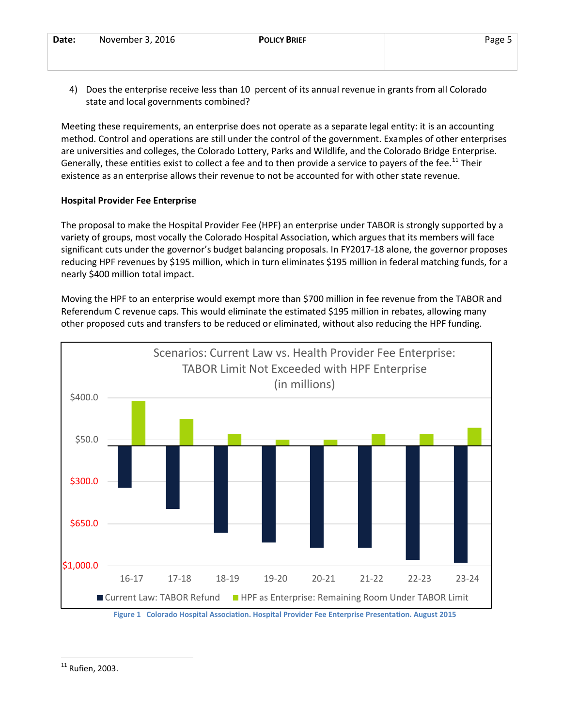4) Does the enterprise receive less than 10 percent of its annual revenue in grants from all Colorado state and local governments combined?

Meeting these requirements, an enterprise does not operate as a separate legal entity: it is an accounting method. Control and operations are still under the control of the government. Examples of other enterprises are universities and colleges, the Colorado Lottery, Parks and Wildlife, and the Colorado Bridge Enterprise. Generally, these entities exist to collect a fee and to then provide a service to payers of the fee.[11] Their existence as an enterprise allows their revenue to not be accounted for with other state revenue.

**Hospital Provider Fee Enterprise**

The proposal to make the Hospital Provider Fee (HPF) an enterprise under TABOR is strongly supported by a variety of groups, most vocally the Colorado Hospital Association, which argues that its members will face significant cuts under the governor's budget balancing proposals. In FY2017-18 alone, the governor proposes reducing HPF revenues by $195 million, which in turn eliminates $195 million in federal matching funds, for a nearly $400 million total impact.

Moving the HPF to an enterprise would exempt more than $700 million in fee revenue from the TABOR and Referendum C revenue caps. This would eliminate the estimated $195 million in rebates, allowing many other proposed cuts and transfers to be reduced or eliminated, without also reducing the HPF funding.

Scenarios: Current Law vs. Health Provider Fee Enterprise: TABOR Limit Not Exceeded with HPF Enterprise (in millions)

Legend: Current Law: TABOR Refund; HPF as Enterprise: Remaining Room Under TABOR Limit

Y-axis: $400.0, $50.0, $300.0, $650.0, $1,000.0

X-axis: 16-17, 17-18, 18-19, 19-20, 20-21, 21-22, 22-23, 23-24

**Figure 1** Colorado Hospital Association. Hospital Provider Fee Enterprise Presentation. August 2015

[11] Rufien, 2003.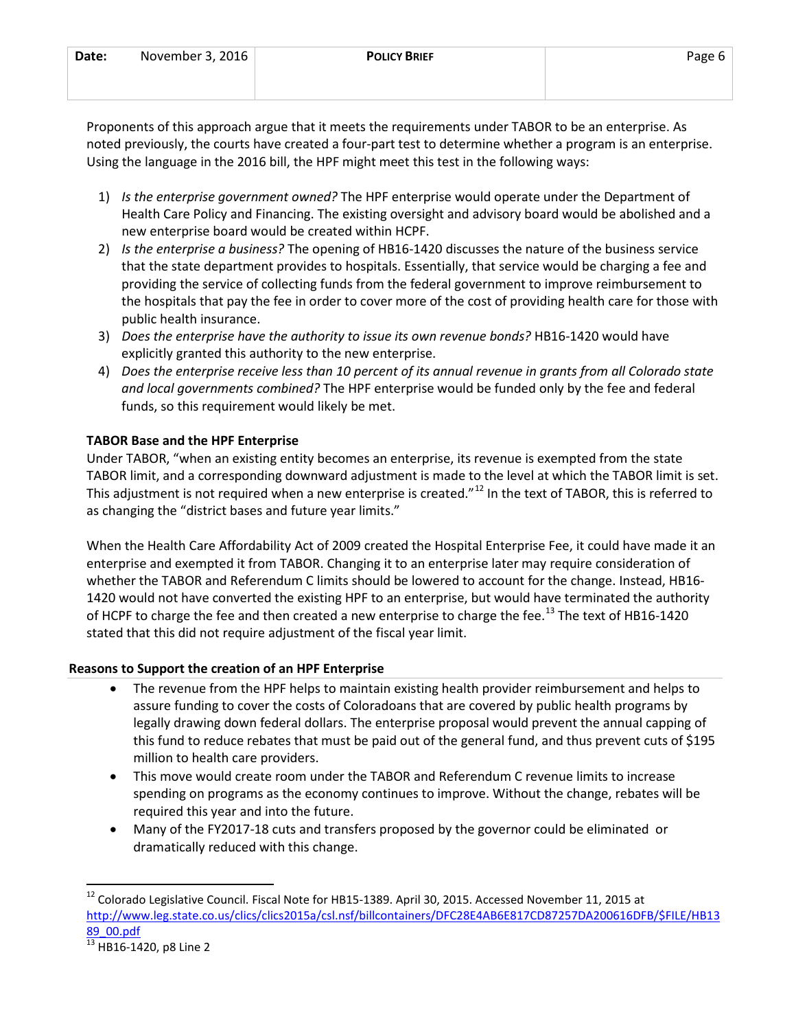Proponents of this approach argue that it meets the requirements under TABOR to be an enterprise. As noted previously, the courts have created a four-part test to determine whether a program is an enterprise. Using the language in the 2016 bill, the HPF might meet this test in the following ways:

1) *Is the enterprise government owned?* The HPF enterprise would operate under the Department of Health Care Policy and Financing. The existing oversight and advisory board would be abolished and a new enterprise board would be created within HCPF.
2) *Is the enterprise a business?* The opening of HB16-1420 discusses the nature of the business service that the state department provides to hospitals. Essentially, that service would be charging a fee and providing the service of collecting funds from the federal government to improve reimbursement to the hospitals that pay the fee in order to cover more of the cost of providing health care for those with public health insurance.
3) *Does the enterprise have the authority to issue its own revenue bonds?* HB16-1420 would have explicitly granted this authority to the new enterprise.
4) *Does the enterprise receive less than 10 percent of its annual revenue in grants from all Colorado state and local governments combined?* The HPF enterprise would be funded only by the fee and federal funds, so this requirement would likely be met.

**TABOR Base and the HPF Enterprise**

Under TABOR, "when an existing entity becomes an enterprise, its revenue is exempted from the state TABOR limit, and a corresponding downward adjustment is made to the level at which the TABOR limit is set. This adjustment is not required when a new enterprise is created."[12] In the text of TABOR, this is referred to as changing the "district bases and future year limits."

When the Health Care Affordability Act of 2009 created the Hospital Enterprise Fee, it could have made it an enterprise and exempted it from TABOR. Changing it to an enterprise later may require consideration of whether the TABOR and Referendum C limits should be lowered to account for the change. Instead, HB16-1420 would not have converted the existing HPF to an enterprise, but would have terminated the authority of HCPF to charge the fee and then created a new enterprise to charge the fee.[13] The text of HB16-1420 stated that this did not require adjustment of the fiscal year limit.

## Reasons to Support the creation of an HPF Enterprise

- The revenue from the HPF helps to maintain existing health provider reimbursement and helps to assure funding to cover the costs of Coloradoans that are covered by public health programs by legally drawing down federal dollars. The enterprise proposal would prevent the annual capping of this fund to reduce rebates that must be paid out of the general fund, and thus prevent cuts of $195 million to health care providers.
- This move would create room under the TABOR and Referendum C revenue limits to increase spending on programs as the economy continues to improve. Without the change, rebates will be required this year and into the future.
- Many of the FY2017-18 cuts and transfers proposed by the governor could be eliminated or dramatically reduced with this change.

---

[12] Colorado Legislative Council. Fiscal Note for HB15-1389. April 30, 2015. Accessed November 11, 2015 at http://www.leg.state.co.us/clics/clics2015a/csl.nsf/billcontainers/DFC28E4AB6E817CD87257DA200616DFB/$FILE/HB1389_00.pdf

[13] HB16-1420, p8 Line 2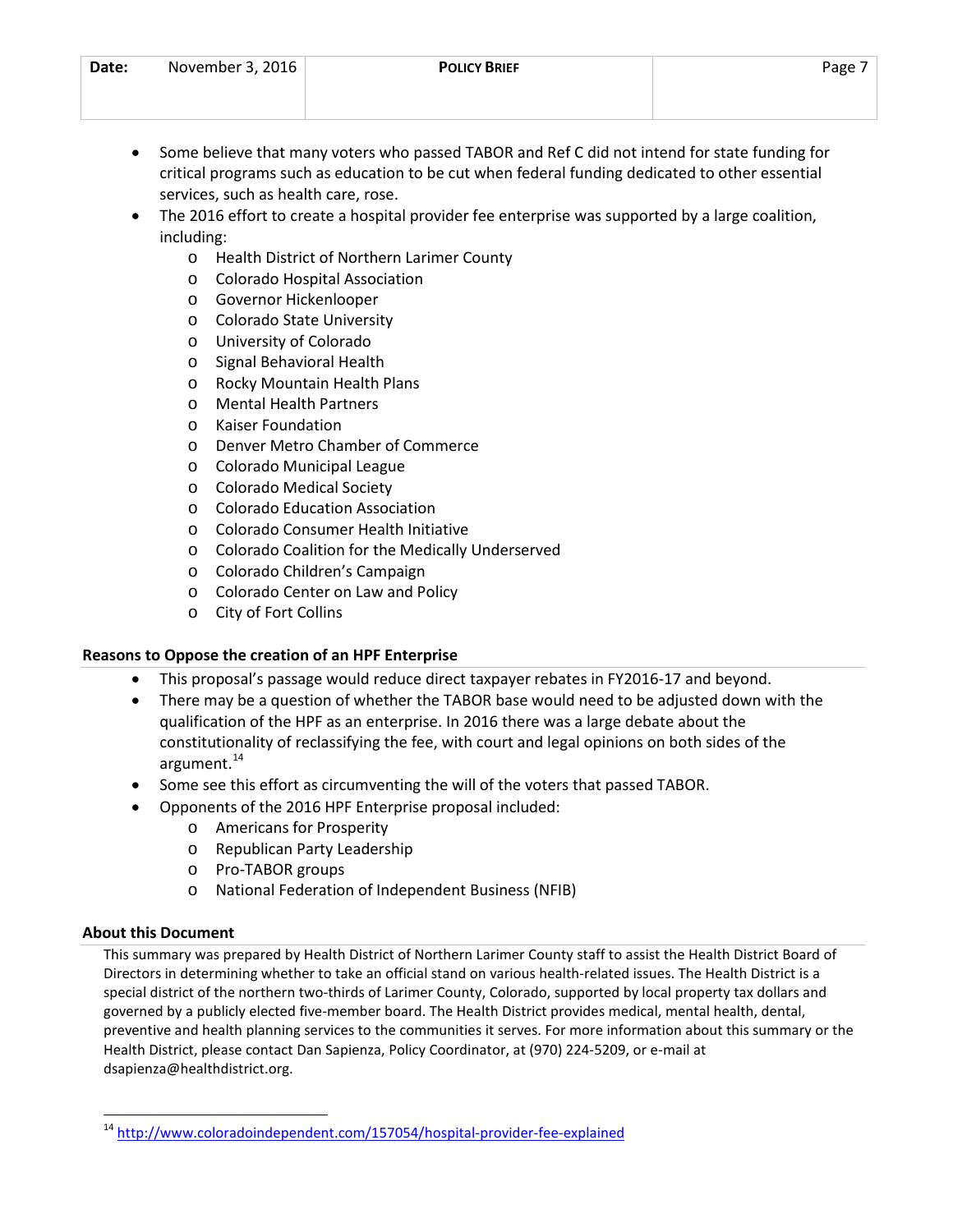- Some believe that many voters who passed TABOR and Ref C did not intend for state funding for critical programs such as education to be cut when federal funding dedicated to other essential services, such as health care, rose.
- The 2016 effort to create a hospital provider fee enterprise was supported by a large coalition, including:
  - Health District of Northern Larimer County
  - Colorado Hospital Association
  - Governor Hickenlooper
  - Colorado State University
  - University of Colorado
  - Signal Behavioral Health
  - Rocky Mountain Health Plans
  - Mental Health Partners
  - Kaiser Foundation
  - Denver Metro Chamber of Commerce
  - Colorado Municipal League
  - Colorado Medical Society
  - Colorado Education Association
  - Colorado Consumer Health Initiative
  - Colorado Coalition for the Medically Underserved
  - Colorado Children's Campaign
  - Colorado Center on Law and Policy
  - City of Fort Collins

### Reasons to Oppose the creation of an HPF Enterprise

- This proposal's passage would reduce direct taxpayer rebates in FY2016-17 and beyond.
- There may be a question of whether the TABOR base would need to be adjusted down with the qualification of the HPF as an enterprise. In 2016 there was a large debate about the constitutionality of reclassifying the fee, with court and legal opinions on both sides of the argument.[14]
- Some see this effort as circumventing the will of the voters that passed TABOR.
- Opponents of the 2016 HPF Enterprise proposal included:
  - Americans for Prosperity
  - Republican Party Leadership
  - Pro-TABOR groups
  - National Federation of Independent Business (NFIB)

### About this Document

This summary was prepared by Health District of Northern Larimer County staff to assist the Health District Board of Directors in determining whether to take an official stand on various health-related issues. The Health District is a special district of the northern two-thirds of Larimer County, Colorado, supported by local property tax dollars and governed by a publicly elected five-member board. The Health District provides medical, mental health, dental, preventive and health planning services to the communities it serves. For more information about this summary or the Health District, please contact Dan Sapienza, Policy Coordinator, at (970) 224-5209, or e-mail at dsapienza@healthdistrict.org.

---

[14] http://www.coloradoindependent.com/157054/hospital-provider-fee-explained